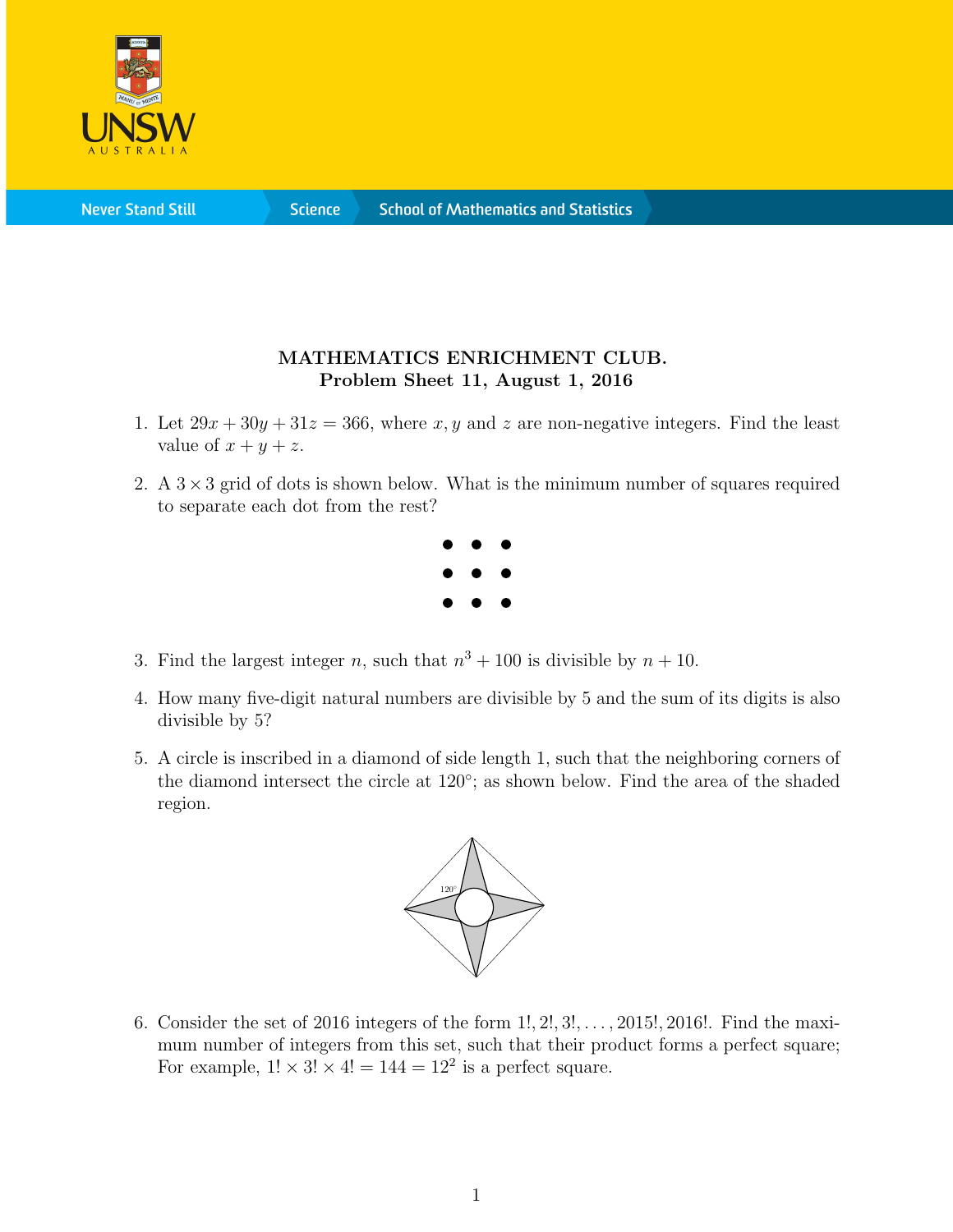**MATHEMATICS ENRICHMENT CLUB.**
**Problem Sheet 11, August 1, 2016**

1. Let $29x + 30y + 31z = 366$, where $x, y$ and $z$ are non-negative integers. Find the least value of $x + y + z$.

2. A $3 \times 3$ grid of dots is shown below. What is the minimum number of squares required to separate each dot from the rest?

3. Find the largest integer $n$, such that $n^3 + 100$ is divisible by $n + 10$.

4. How many five-digit natural numbers are divisible by 5 and the sum of its digits is also divisible by 5?

5. A circle is inscribed in a diamond of side length 1, such that the neighboring corners of the diamond intersect the circle at $120°$; as shown below. Find the area of the shaded region.

6. Consider the set of 2016 integers of the form $1!, 2!, 3!, \ldots, 2015!, 2016!$. Find the maximum number of integers from this set, such that their product forms a perfect square; For example, $1! \times 3! \times 4! = 144 = 12^2$ is a perfect square.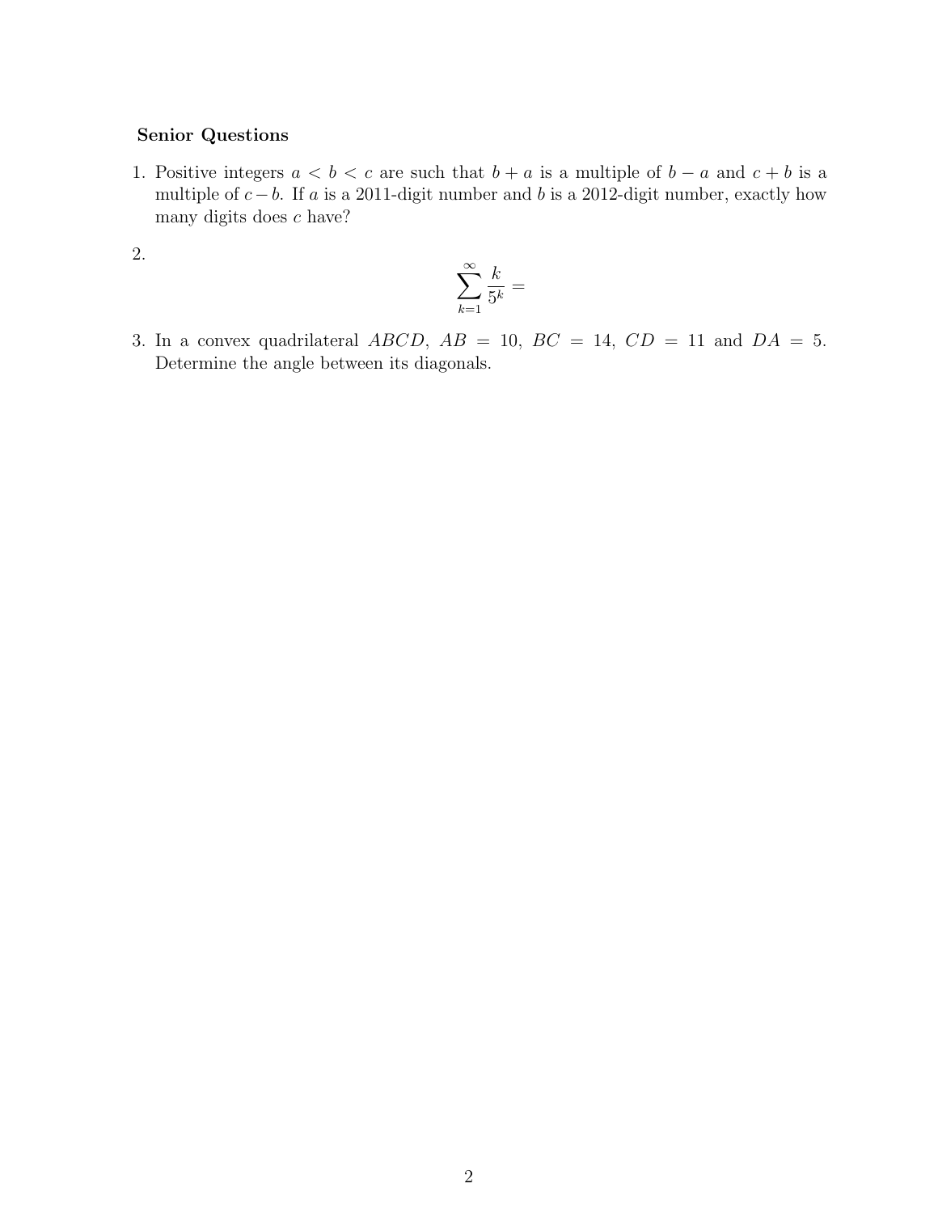**Senior Questions**

1. Positive integers $a < b < c$ are such that $b + a$ is a multiple of $b - a$ and $c + b$ is a multiple of $c - b$. If $a$ is a 2011-digit number and $b$ is a 2012-digit number, exactly how many digits does $c$ have?

2. 
$$\sum_{k=1}^{\infty} \frac{k}{5^k} =$$

3. In a convex quadrilateral $ABCD$, $AB = 10$, $BC = 14$, $CD = 11$ and $DA = 5$. Determine the angle between its diagonals.